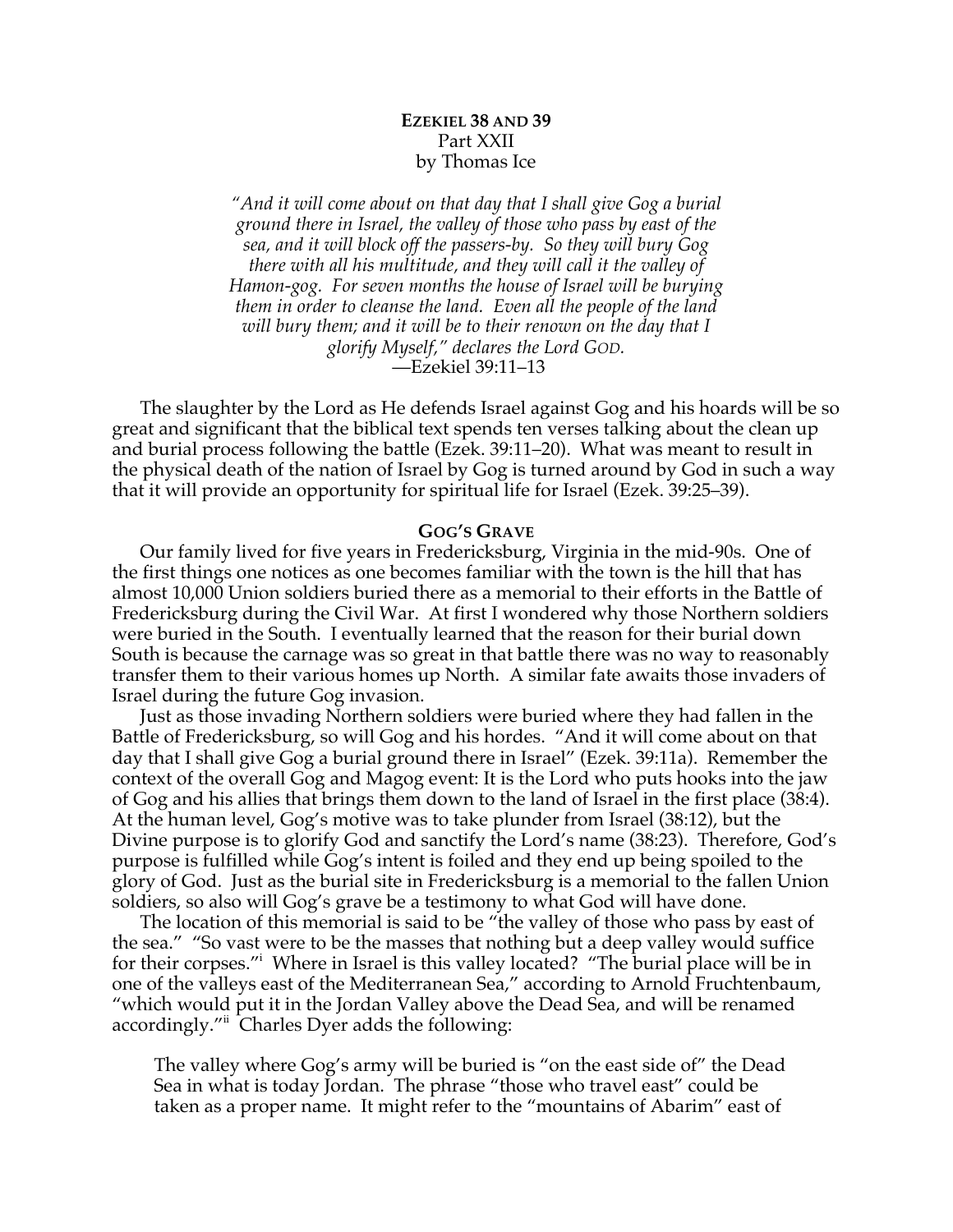**EZEKIEL 38 AND 39**
Part XXII
by Thomas Ice

*"And it will come about on that day that I shall give Gog a burial ground there in Israel, the valley of those who pass by east of the sea, and it will block off the passers-by. So they will bury Gog there with all his multitude, and they will call it the valley of Hamon-gog. For seven months the house of Israel will be burying them in order to cleanse the land. Even all the people of the land will bury them; and it will be to their renown on the day that I glorify Myself," declares the Lord GOD.*
—Ezekiel 39:11–13

The slaughter by the Lord as He defends Israel against Gog and his hoards will be so great and significant that the biblical text spends ten verses talking about the clean up and burial process following the battle (Ezek. 39:11–20). What was meant to result in the physical death of the nation of Israel by Gog is turned around by God in such a way that it will provide an opportunity for spiritual life for Israel (Ezek. 39:25–39).

**GOG'S GRAVE**

Our family lived for five years in Fredericksburg, Virginia in the mid-90s. One of the first things one notices as one becomes familiar with the town is the hill that has almost 10,000 Union soldiers buried there as a memorial to their efforts in the Battle of Fredericksburg during the Civil War. At first I wondered why those Northern soldiers were buried in the South. I eventually learned that the reason for their burial down South is because the carnage was so great in that battle there was no way to reasonably transfer them to their various homes up North. A similar fate awaits those invaders of Israel during the future Gog invasion.

Just as those invading Northern soldiers were buried where they had fallen in the Battle of Fredericksburg, so will Gog and his hordes. "And it will come about on that day that I shall give Gog a burial ground there in Israel" (Ezek. 39:11a). Remember the context of the overall Gog and Magog event: It is the Lord who puts hooks into the jaw of Gog and his allies that brings them down to the land of Israel in the first place (38:4). At the human level, Gog's motive was to take plunder from Israel (38:12), but the Divine purpose is to glorify God and sanctify the Lord's name (38:23). Therefore, God's purpose is fulfilled while Gog's intent is foiled and they end up being spoiled to the glory of God. Just as the burial site in Fredericksburg is a memorial to the fallen Union soldiers, so also will Gog's grave be a testimony to what God will have done.

The location of this memorial is said to be "the valley of those who pass by east of the sea." "So vast were to be the masses that nothing but a deep valley would suffice for their corpses."[i] Where in Israel is this valley located? "The burial place will be in one of the valleys east of the Mediterranean Sea," according to Arnold Fruchtenbaum, "which would put it in the Jordan Valley above the Dead Sea, and will be renamed accordingly."[ii] Charles Dyer adds the following:

> The valley where Gog's army will be buried is "on the east side of" the Dead Sea in what is today Jordan. The phrase "those who travel east" could be taken as a proper name. It might refer to the "mountains of Abarim" east of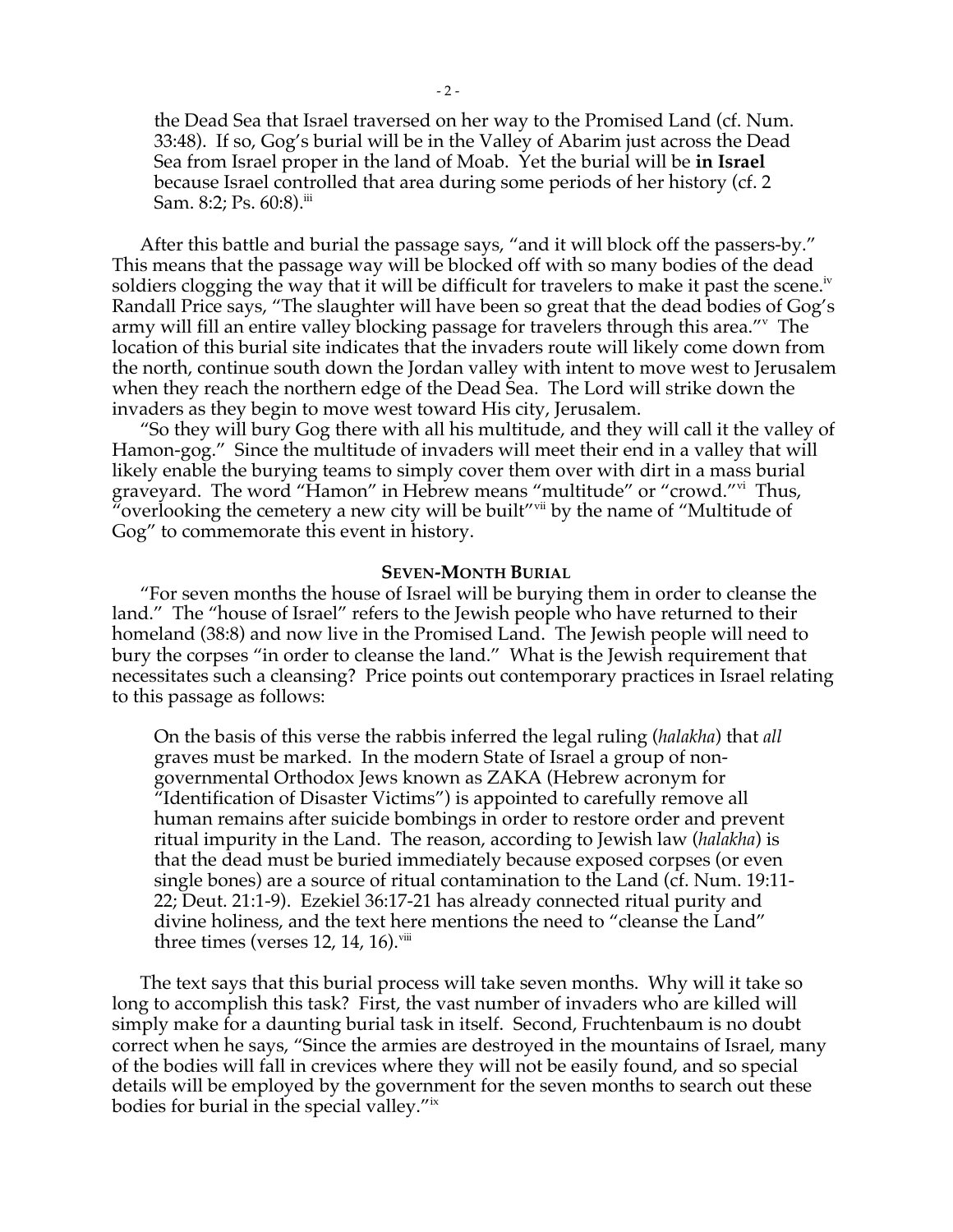> the Dead Sea that Israel traversed on her way to the Promised Land (cf. Num. 33:48). If so, Gog's burial will be in the Valley of Abarim just across the Dead Sea from Israel proper in the land of Moab. Yet the burial will be **in Israel** because Israel controlled that area during some periods of her history (cf. 2 Sam. 8:2; Ps. 60:8).[iii]

After this battle and burial the passage says, "and it will block off the passers-by." This means that the passage way will be blocked off with so many bodies of the dead soldiers clogging the way that it will be difficult for travelers to make it past the scene.[iv] Randall Price says, "The slaughter will have been so great that the dead bodies of Gog's army will fill an entire valley blocking passage for travelers through this area."[v] The location of this burial site indicates that the invaders route will likely come down from the north, continue south down the Jordan valley with intent to move west to Jerusalem when they reach the northern edge of the Dead Sea. The Lord will strike down the invaders as they begin to move west toward His city, Jerusalem.

"So they will bury Gog there with all his multitude, and they will call it the valley of Hamon-gog." Since the multitude of invaders will meet their end in a valley that will likely enable the burying teams to simply cover them over with dirt in a mass burial graveyard. The word "Hamon" in Hebrew means "multitude" or "crowd."[vi] Thus, "overlooking the cemetery a new city will be built"[vii] by the name of "Multitude of Gog" to commemorate this event in history.

### SEVEN-MONTH BURIAL

"For seven months the house of Israel will be burying them in order to cleanse the land." The "house of Israel" refers to the Jewish people who have returned to their homeland (38:8) and now live in the Promised Land. The Jewish people will need to bury the corpses "in order to cleanse the land." What is the Jewish requirement that necessitates such a cleansing? Price points out contemporary practices in Israel relating to this passage as follows:

> On the basis of this verse the rabbis inferred the legal ruling (*halakha*) that *all* graves must be marked. In the modern State of Israel a group of non-governmental Orthodox Jews known as ZAKA (Hebrew acronym for "Identification of Disaster Victims") is appointed to carefully remove all human remains after suicide bombings in order to restore order and prevent ritual impurity in the Land. The reason, according to Jewish law (*halakha*) is that the dead must be buried immediately because exposed corpses (or even single bones) are a source of ritual contamination to the Land (cf. Num. 19:11-22; Deut. 21:1-9). Ezekiel 36:17-21 has already connected ritual purity and divine holiness, and the text here mentions the need to "cleanse the Land" three times (verses 12, 14, 16).[viii]

The text says that this burial process will take seven months. Why will it take so long to accomplish this task? First, the vast number of invaders who are killed will simply make for a daunting burial task in itself. Second, Fruchtenbaum is no doubt correct when he says, "Since the armies are destroyed in the mountains of Israel, many of the bodies will fall in crevices where they will not be easily found, and so special details will be employed by the government for the seven months to search out these bodies for burial in the special valley."[ix]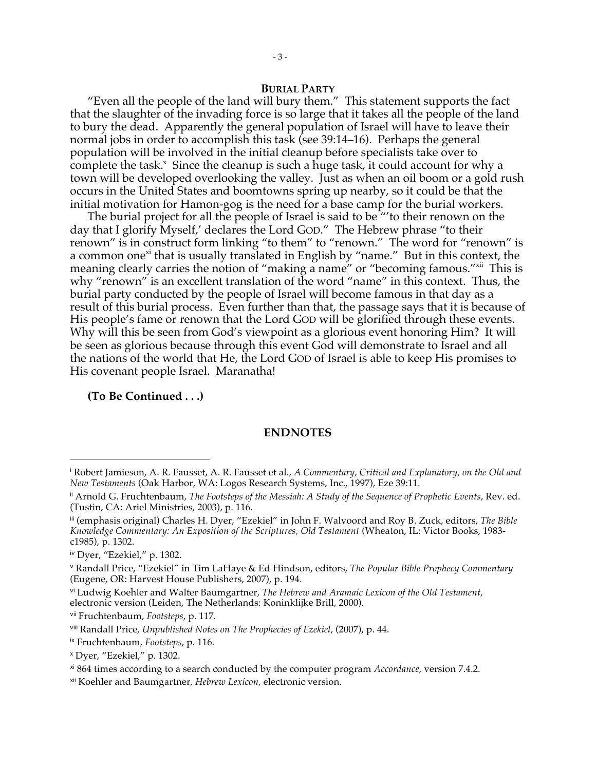### BURIAL PARTY

"Even all the people of the land will bury them." This statement supports the fact that the slaughter of the invading force is so large that it takes all the people of the land to bury the dead. Apparently the general population of Israel will have to leave their normal jobs in order to accomplish this task (see 39:14–16). Perhaps the general population will be involved in the initial cleanup before specialists take over to complete the task.[x] Since the cleanup is such a huge task, it could account for why a town will be developed overlooking the valley. Just as when an oil boom or a gold rush occurs in the United States and boomtowns spring up nearby, so it could be that the initial motivation for Hamon-gog is the need for a base camp for the burial workers.

The burial project for all the people of Israel is said to be "'to their renown on the day that I glorify Myself,' declares the Lord GOD." The Hebrew phrase "to their renown" is in construct form linking "to them" to "renown." The word for "renown" is a common one[xi] that is usually translated in English by "name." But in this context, the meaning clearly carries the notion of "making a name" or "becoming famous."[xii] This is why "renown" is an excellent translation of the word "name" in this context. Thus, the burial party conducted by the people of Israel will become famous in that day as a result of this burial process. Even further than that, the passage says that it is because of His people's fame or renown that the Lord GOD will be glorified through these events. Why will this be seen from God's viewpoint as a glorious event honoring Him? It will be seen as glorious because through this event God will demonstrate to Israel and all the nations of the world that He, the Lord GOD of Israel is able to keep His promises to His covenant people Israel. Maranatha!

**(To Be Continued . . .)**

## ENDNOTES

[i] Robert Jamieson, A. R. Fausset, A. R. Fausset et al., *A Commentary, Critical and Explanatory, on the Old and New Testaments* (Oak Harbor, WA: Logos Research Systems, Inc., 1997), Eze 39:11.

[ii] Arnold G. Fruchtenbaum, *The Footsteps of the Messiah: A Study of the Sequence of Prophetic Events*, Rev. ed. (Tustin, CA: Ariel Ministries, 2003), p. 116.

[iii] (emphasis original) Charles H. Dyer, "Ezekiel" in John F. Walvoord and Roy B. Zuck, editors, *The Bible Knowledge Commentary: An Exposition of the Scriptures, Old Testament* (Wheaton, IL: Victor Books, 1983-c1985), p. 1302.

[iv] Dyer, "Ezekiel," p. 1302.

[v] Randall Price, "Ezekiel" in Tim LaHaye & Ed Hindson, editors, *The Popular Bible Prophecy Commentary* (Eugene, OR: Harvest House Publishers, 2007), p. 194.

[vi] Ludwig Koehler and Walter Baumgartner, *The Hebrew and Aramaic Lexicon of the Old Testament*, electronic version (Leiden, The Netherlands: Koninklijke Brill, 2000).

[vii] Fruchtenbaum, *Footsteps*, p. 117.

[viii] Randall Price, *Unpublished Notes on The Prophecies of Ezekiel*, (2007), p. 44.

[ix] Fruchtenbaum, *Footsteps*, p. 116.

[x] Dyer, "Ezekiel," p. 1302.

[xi] 864 times according to a search conducted by the computer program *Accordance*, version 7.4.2.

[xii] Koehler and Baumgartner, *Hebrew Lexicon*, electronic version.